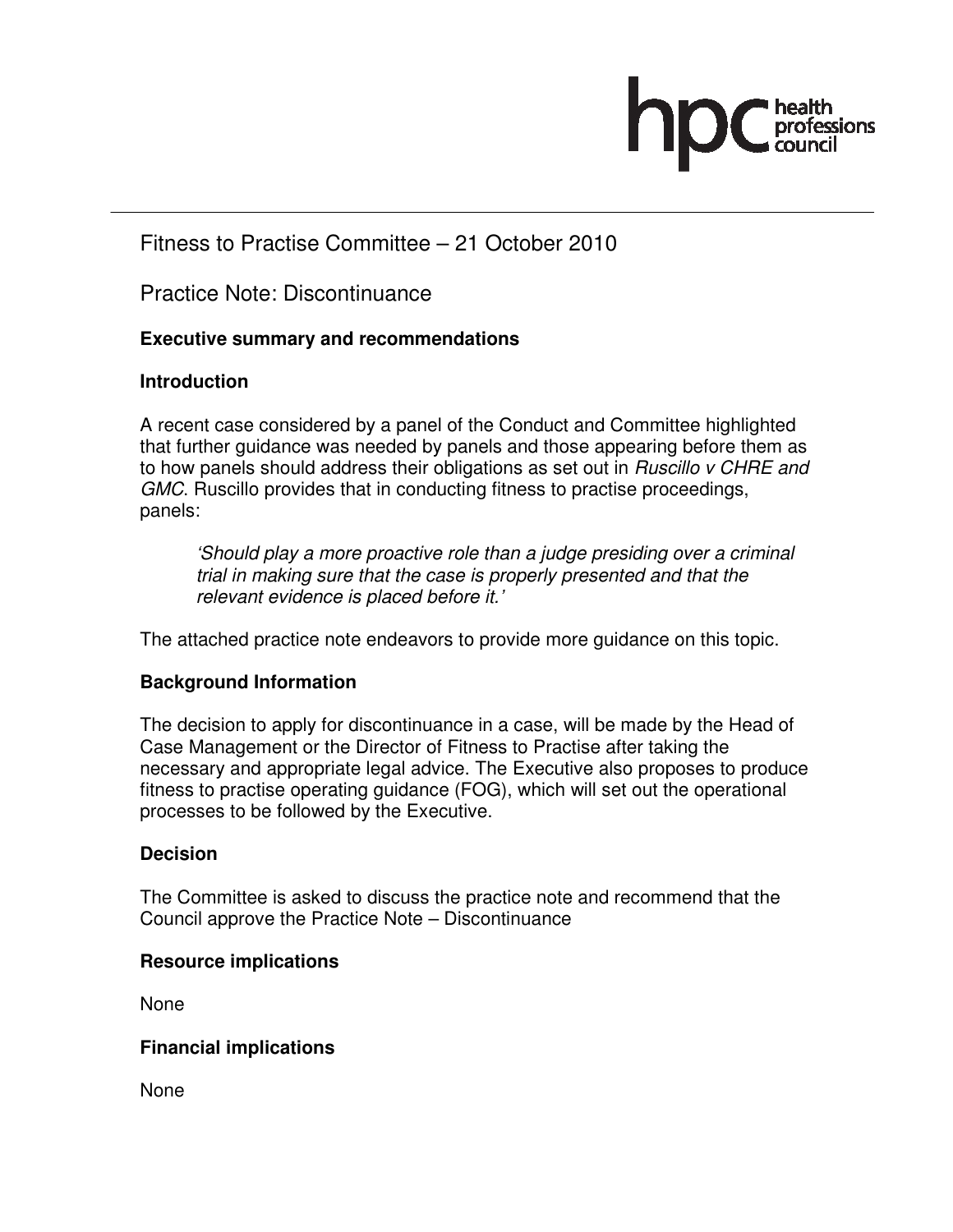hpc health professions council

# Fitness to Practise Committee – 21 October 2010

## Practice Note: Discontinuance

**Executive summary and recommendations**

**Introduction**

A recent case considered by a panel of the Conduct and Committee highlighted that further guidance was needed by panels and those appearing before them as to how panels should address their obligations as set out in *Ruscillo v CHRE and GMC*. Ruscillo provides that in conducting fitness to practise proceedings, panels:

> *'Should play a more proactive role than a judge presiding over a criminal trial in making sure that the case is properly presented and that the relevant evidence is placed before it.'*

The attached practice note endeavors to provide more guidance on this topic.

**Background Information**

The decision to apply for discontinuance in a case, will be made by the Head of Case Management or the Director of Fitness to Practise after taking the necessary and appropriate legal advice. The Executive also proposes to produce fitness to practise operating guidance (FOG), which will set out the operational processes to be followed by the Executive.

**Decision**

The Committee is asked to discuss the practice note and recommend that the Council approve the Practice Note – Discontinuance

**Resource implications**

None

**Financial implications**

None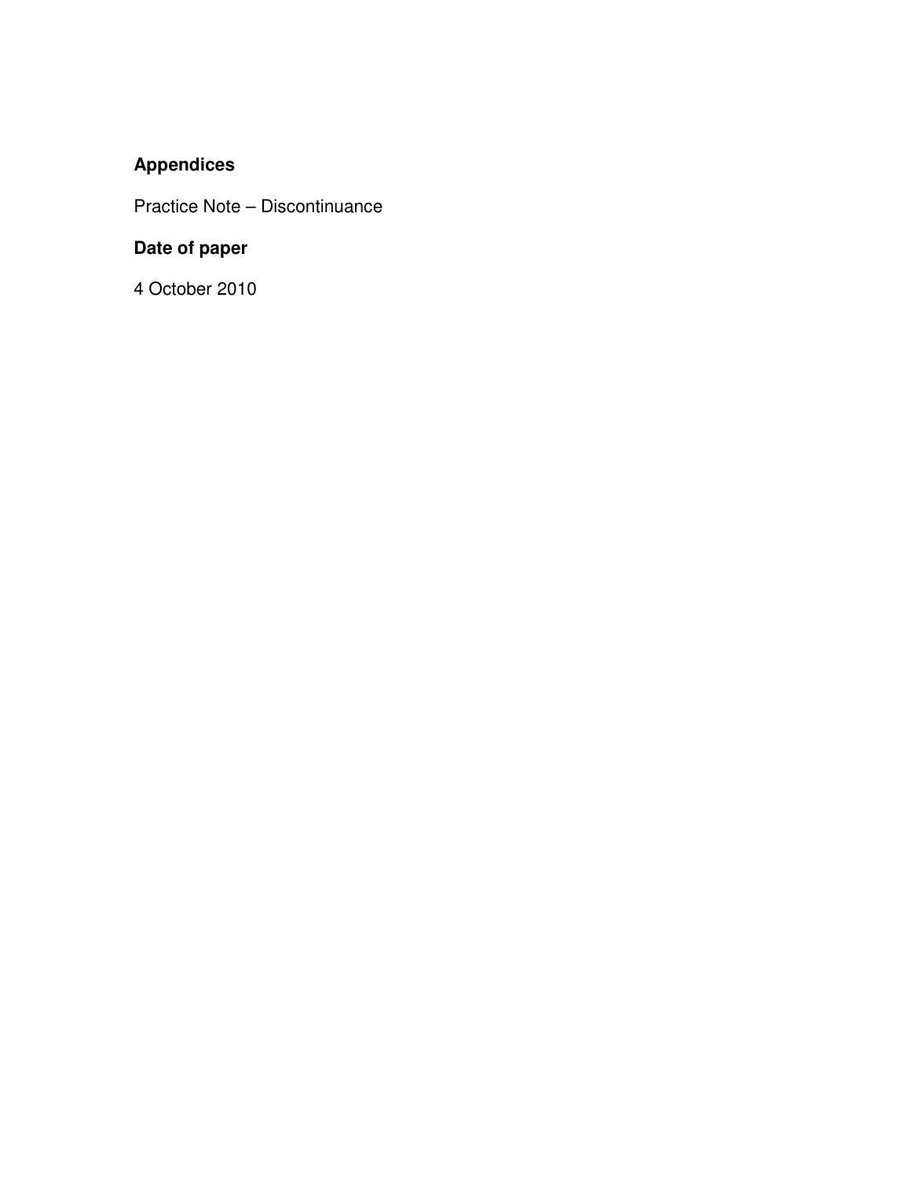**Appendices**

Practice Note – Discontinuance

**Date of paper**

4 October 2010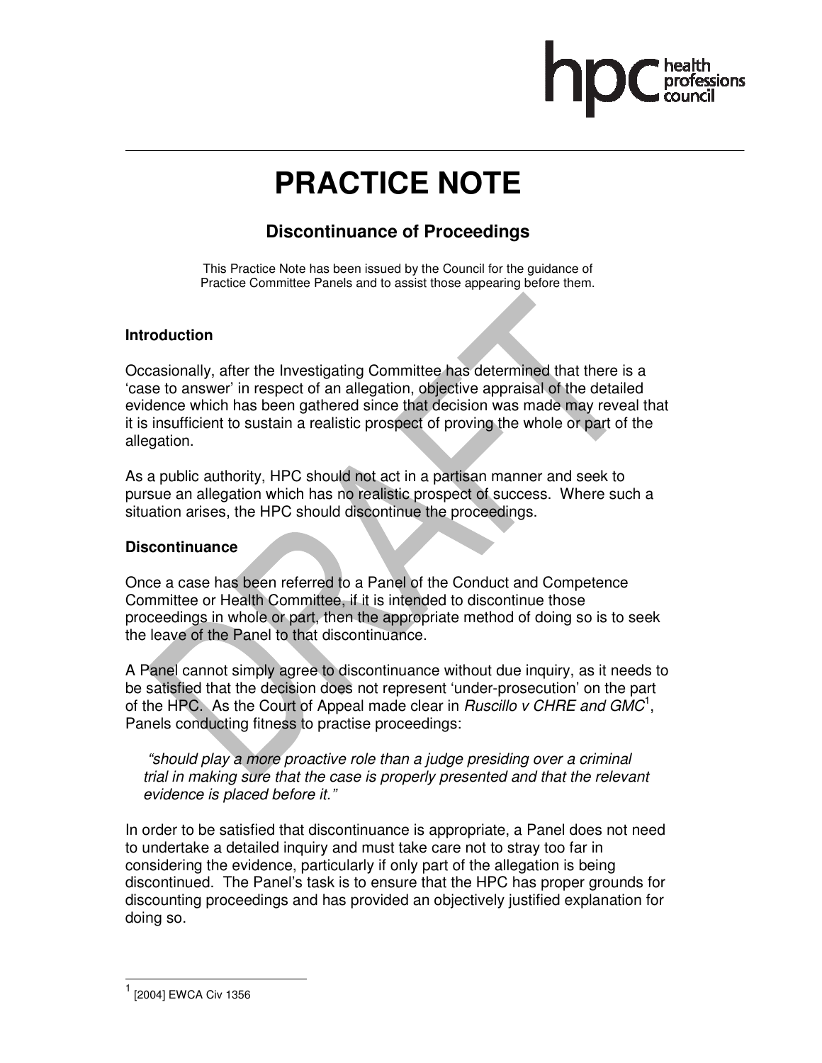# PRACTICE NOTE

## Discontinuance of Proceedings

This Practice Note has been issued by the Council for the guidance of Practice Committee Panels and to assist those appearing before them.

### Introduction

Occasionally, after the Investigating Committee has determined that there is a 'case to answer' in respect of an allegation, objective appraisal of the detailed evidence which has been gathered since that decision was made may reveal that it is insufficient to sustain a realistic prospect of proving the whole or part of the allegation.

As a public authority, HPC should not act in a partisan manner and seek to pursue an allegation which has no realistic prospect of success. Where such a situation arises, the HPC should discontinue the proceedings.

### Discontinuance

Once a case has been referred to a Panel of the Conduct and Competence Committee or Health Committee, if it is intended to discontinue those proceedings in whole or part, then the appropriate method of doing so is to seek the leave of the Panel to that discontinuance.

A Panel cannot simply agree to discontinuance without due inquiry, as it needs to be satisfied that the decision does not represent 'under-prosecution' on the part of the HPC. As the Court of Appeal made clear in *Ruscillo v CHRE and GMC*[1], Panels conducting fitness to practise proceedings:

> *"should play a more proactive role than a judge presiding over a criminal trial in making sure that the case is properly presented and that the relevant evidence is placed before it."*

In order to be satisfied that discontinuance is appropriate, a Panel does not need to undertake a detailed inquiry and must take care not to stray too far in considering the evidence, particularly if only part of the allegation is being discontinued. The Panel's task is to ensure that the HPC has proper grounds for discounting proceedings and has provided an objectively justified explanation for doing so.

---

[1] [2004] EWCA Civ 1356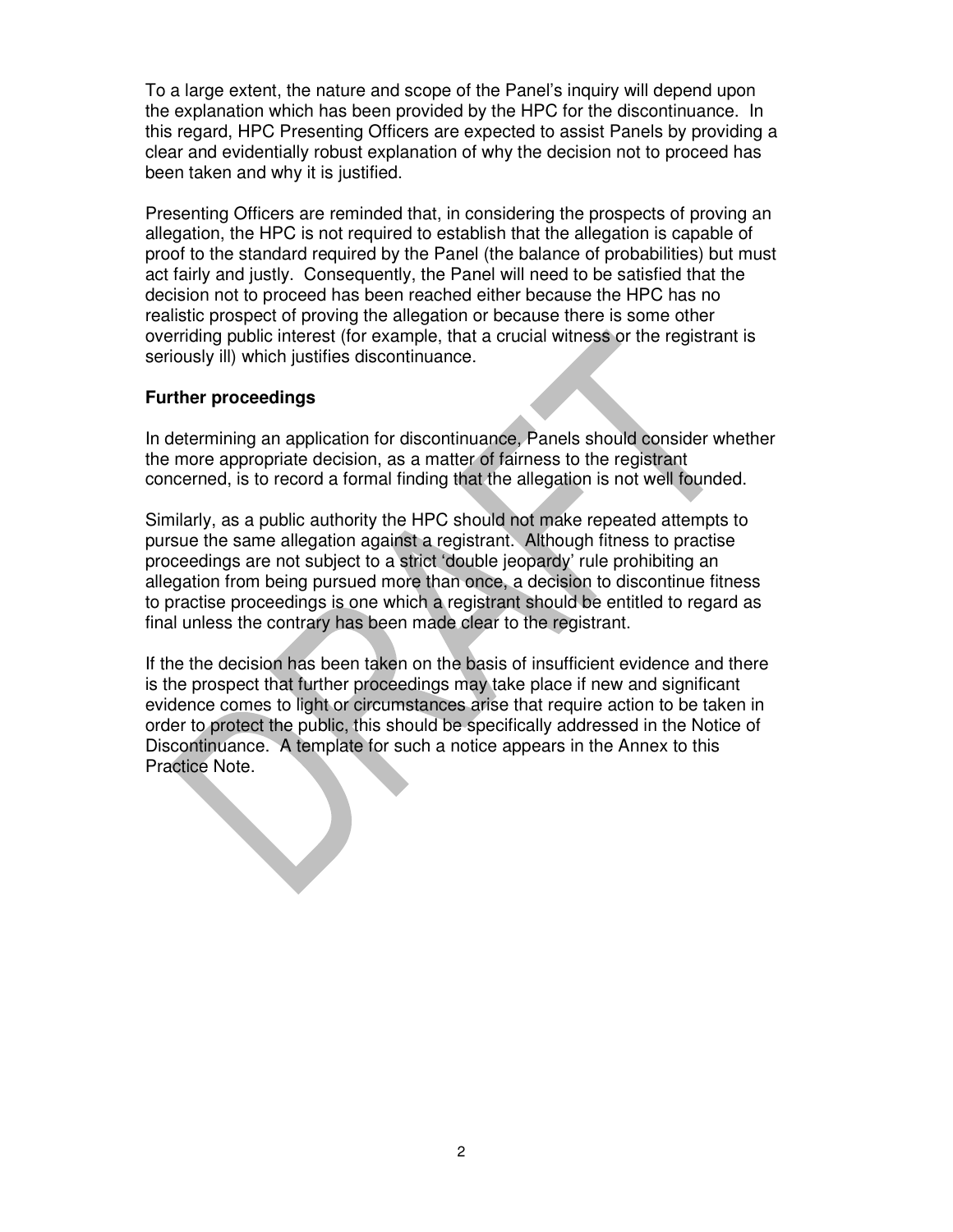To a large extent, the nature and scope of the Panel's inquiry will depend upon the explanation which has been provided by the HPC for the discontinuance. In this regard, HPC Presenting Officers are expected to assist Panels by providing a clear and evidentially robust explanation of why the decision not to proceed has been taken and why it is justified.

Presenting Officers are reminded that, in considering the prospects of proving an allegation, the HPC is not required to establish that the allegation is capable of proof to the standard required by the Panel (the balance of probabilities) but must act fairly and justly. Consequently, the Panel will need to be satisfied that the decision not to proceed has been reached either because the HPC has no realistic prospect of proving the allegation or because there is some other overriding public interest (for example, that a crucial witness or the registrant is seriously ill) which justifies discontinuance.

**Further proceedings**

In determining an application for discontinuance, Panels should consider whether the more appropriate decision, as a matter of fairness to the registrant concerned, is to record a formal finding that the allegation is not well founded.

Similarly, as a public authority the HPC should not make repeated attempts to pursue the same allegation against a registrant. Although fitness to practise proceedings are not subject to a strict 'double jeopardy' rule prohibiting an allegation from being pursued more than once, a decision to discontinue fitness to practise proceedings is one which a registrant should be entitled to regard as final unless the contrary has been made clear to the registrant.

If the the decision has been taken on the basis of insufficient evidence and there is the prospect that further proceedings may take place if new and significant evidence comes to light or circumstances arise that require action to be taken in order to protect the public, this should be specifically addressed in the Notice of Discontinuance. A template for such a notice appears in the Annex to this Practice Note.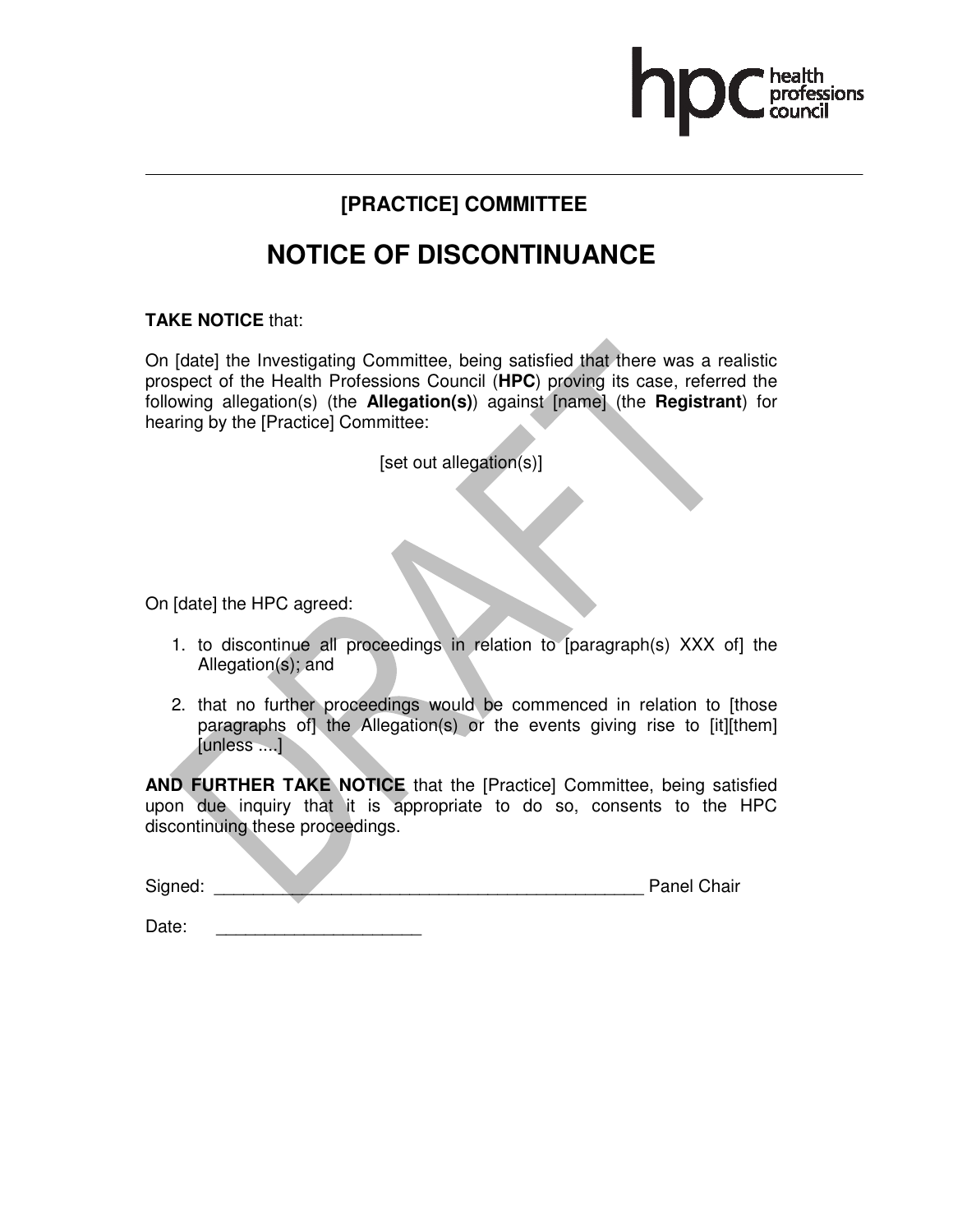## [PRACTICE] COMMITTEE

# NOTICE OF DISCONTINUANCE

**TAKE NOTICE** that:

On [date] the Investigating Committee, being satisfied that there was a realistic prospect of the Health Professions Council (**HPC**) proving its case, referred the following allegation(s) (the **Allegation(s)**) against [name] (the **Registrant**) for hearing by the [Practice] Committee:

[set out allegation(s)]

On [date] the HPC agreed:

1. to discontinue all proceedings in relation to [paragraph(s) XXX of] the Allegation(s); and
2. that no further proceedings would be commenced in relation to [those paragraphs of] the Allegation(s) or the events giving rise to [it][them] [unless ....]

**AND FURTHER TAKE NOTICE** that the [Practice] Committee, being satisfied upon due inquiry that it is appropriate to do so, consents to the HPC discontinuing these proceedings.

Signed: _______________________________________________ Panel Chair

Date: ______________________

DRAFT